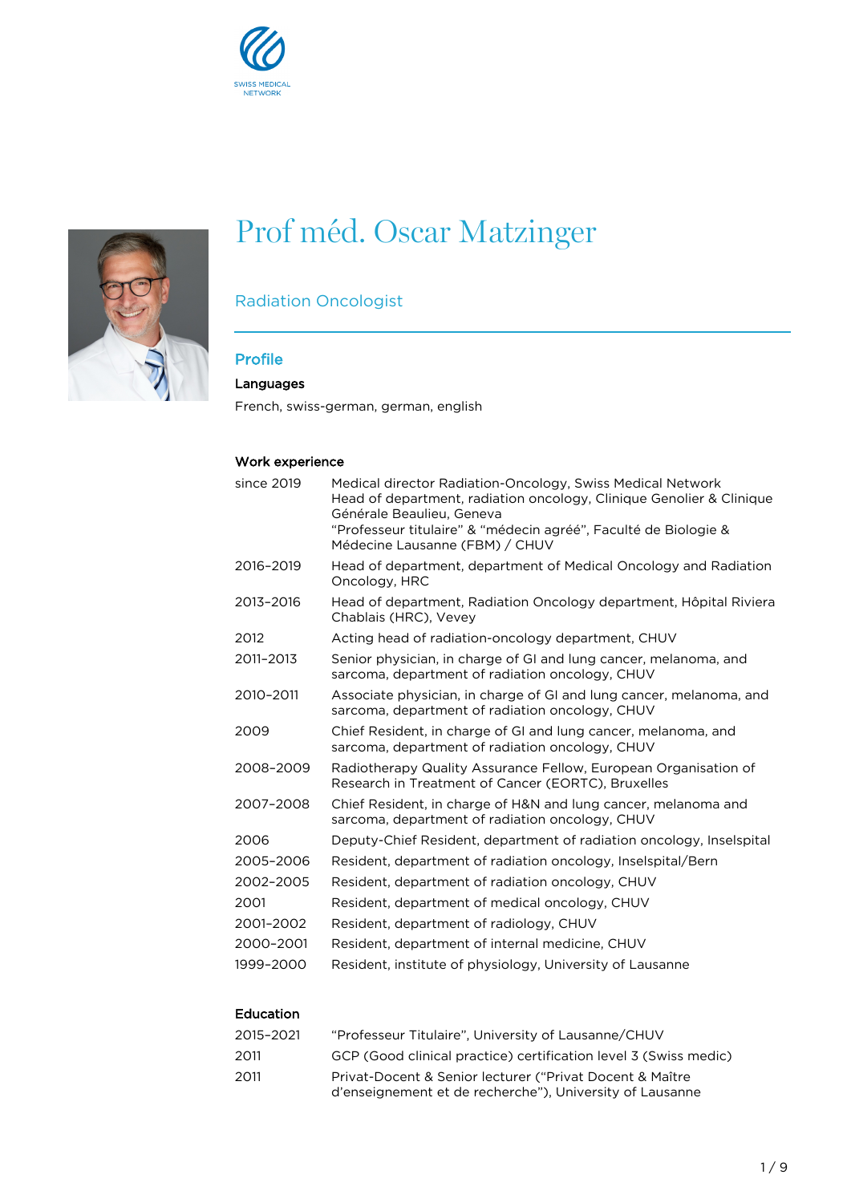SWISS MEDICAL NETWORK

# Prof méd. Oscar Matzinger

## Radiation Oncologist

## Profile

### Languages

French, swiss-german, german, english

### Work experience

| | |
|---|---|
| since 2019 | Medical director Radiation-Oncology, Swiss Medical Network<br>Head of department, radiation oncology, Clinique Genolier & Clinique Générale Beaulieu, Geneva<br>"Professeur titulaire" & "médecin agréé", Faculté de Biologie & Médecine Lausanne (FBM) / CHUV |
| 2016–2019 | Head of department, department of Medical Oncology and Radiation Oncology, HRC |
| 2013–2016 | Head of department, Radiation Oncology department, Hôpital Riviera Chablais (HRC), Vevey |
| 2012 | Acting head of radiation-oncology department, CHUV |
| 2011–2013 | Senior physician, in charge of GI and lung cancer, melanoma, and sarcoma, department of radiation oncology, CHUV |
| 2010–2011 | Associate physician, in charge of GI and lung cancer, melanoma, and sarcoma, department of radiation oncology, CHUV |
| 2009 | Chief Resident, in charge of GI and lung cancer, melanoma, and sarcoma, department of radiation oncology, CHUV |
| 2008–2009 | Radiotherapy Quality Assurance Fellow, European Organisation of Research in Treatment of Cancer (EORTC), Bruxelles |
| 2007–2008 | Chief Resident, in charge of H&N and lung cancer, melanoma and sarcoma, department of radiation oncology, CHUV |
| 2006 | Deputy-Chief Resident, department of radiation oncology, Inselspital |
| 2005–2006 | Resident, department of radiation oncology, Inselspital/Bern |
| 2002–2005 | Resident, department of radiation oncology, CHUV |
| 2001 | Resident, department of medical oncology, CHUV |
| 2001–2002 | Resident, department of radiology, CHUV |
| 2000–2001 | Resident, department of internal medicine, CHUV |
| 1999–2000 | Resident, institute of physiology, University of Lausanne |

### Education

| | |
|---|---|
| 2015–2021 | "Professeur Titulaire", University of Lausanne/CHUV |
| 2011 | GCP (Good clinical practice) certification level 3 (Swiss medic) |
| 2011 | Privat-Docent & Senior lecturer ("Privat Docent & Maître d'enseignement et de recherche"), University of Lausanne |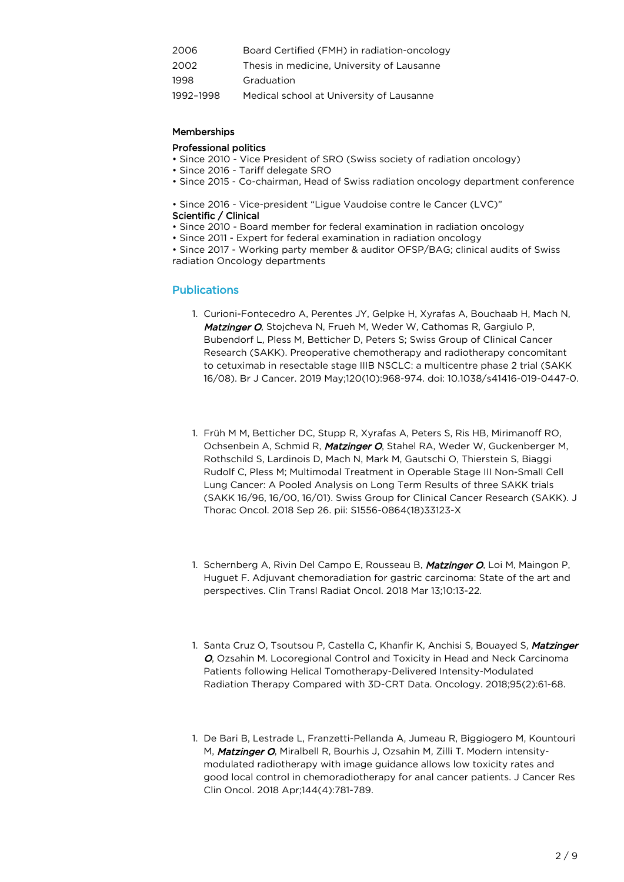| | |
|---|---|
| 2006 | Board Certified (FMH) in radiation-oncology |
| 2002 | Thesis in medicine, University of Lausanne |
| 1998 | Graduation |
| 1992–1998 | Medical school at University of Lausanne |

#### Memberships

**Professional politics**

- Since 2010 - Vice President of SRO (Swiss society of radiation oncology)
- Since 2016 - Tariff delegate SRO
- Since 2015 - Co-chairman, Head of Swiss radiation oncology department conference

- Since 2016 - Vice-president “Ligue Vaudoise contre le Cancer (LVC)”

**Scientific / Clinical**

- Since 2010 - Board member for federal examination in radiation oncology
- Since 2011 - Expert for federal examination in radiation oncology
- Since 2017 - Working party member & auditor OFSP/BAG; clinical audits of Swiss radiation Oncology departments

## Publications

1. Curioni-Fontecedro A, Perentes JY, Gelpke H, Xyrafas A, Bouchaab H, Mach N, ***Matzinger O***, Stojcheva N, Frueh M, Weder W, Cathomas R, Gargiulo P, Bubendorf L, Pless M, Betticher D, Peters S; Swiss Group of Clinical Cancer Research (SAKK). Preoperative chemotherapy and radiotherapy concomitant to cetuximab in resectable stage IIIB NSCLC: a multicentre phase 2 trial (SAKK 16/08). Br J Cancer. 2019 May;120(10):968-974. doi: 10.1038/s41416-019-0447-0.

1. Früh M M, Betticher DC, Stupp R, Xyrafas A, Peters S, Ris HB, Mirimanoff RO, Ochsenbein A, Schmid R, ***Matzinger O***, Stahel RA, Weder W, Guckenberger M, Rothschild S, Lardinois D, Mach N, Mark M, Gautschi O, Thierstein S, Biaggi Rudolf C, Pless M; Multimodal Treatment in Operable Stage III Non-Small Cell Lung Cancer: A Pooled Analysis on Long Term Results of three SAKK trials (SAKK 16/96, 16/00, 16/01). Swiss Group for Clinical Cancer Research (SAKK). J Thorac Oncol. 2018 Sep 26. pii: S1556-0864(18)33123-X

1. Schernberg A, Rivin Del Campo E, Rousseau B, ***Matzinger O***, Loi M, Maingon P, Huguet F. Adjuvant chemoradiation for gastric carcinoma: State of the art and perspectives. Clin Transl Radiat Oncol. 2018 Mar 13;10:13-22.

1. Santa Cruz O, Tsoutsou P, Castella C, Khanfir K, Anchisi S, Bouayed S, ***Matzinger O***, Ozsahin M. Locoregional Control and Toxicity in Head and Neck Carcinoma Patients following Helical Tomotherapy-Delivered Intensity-Modulated Radiation Therapy Compared with 3D-CRT Data. Oncology. 2018;95(2):61-68.

1. De Bari B, Lestrade L, Franzetti-Pellanda A, Jumeau R, Biggiogero M, Kountouri M, ***Matzinger O***, Miralbell R, Bourhis J, Ozsahin M, Zilli T. Modern intensity-modulated radiotherapy with image guidance allows low toxicity rates and good local control in chemoradiotherapy for anal cancer patients. J Cancer Res Clin Oncol. 2018 Apr;144(4):781-789.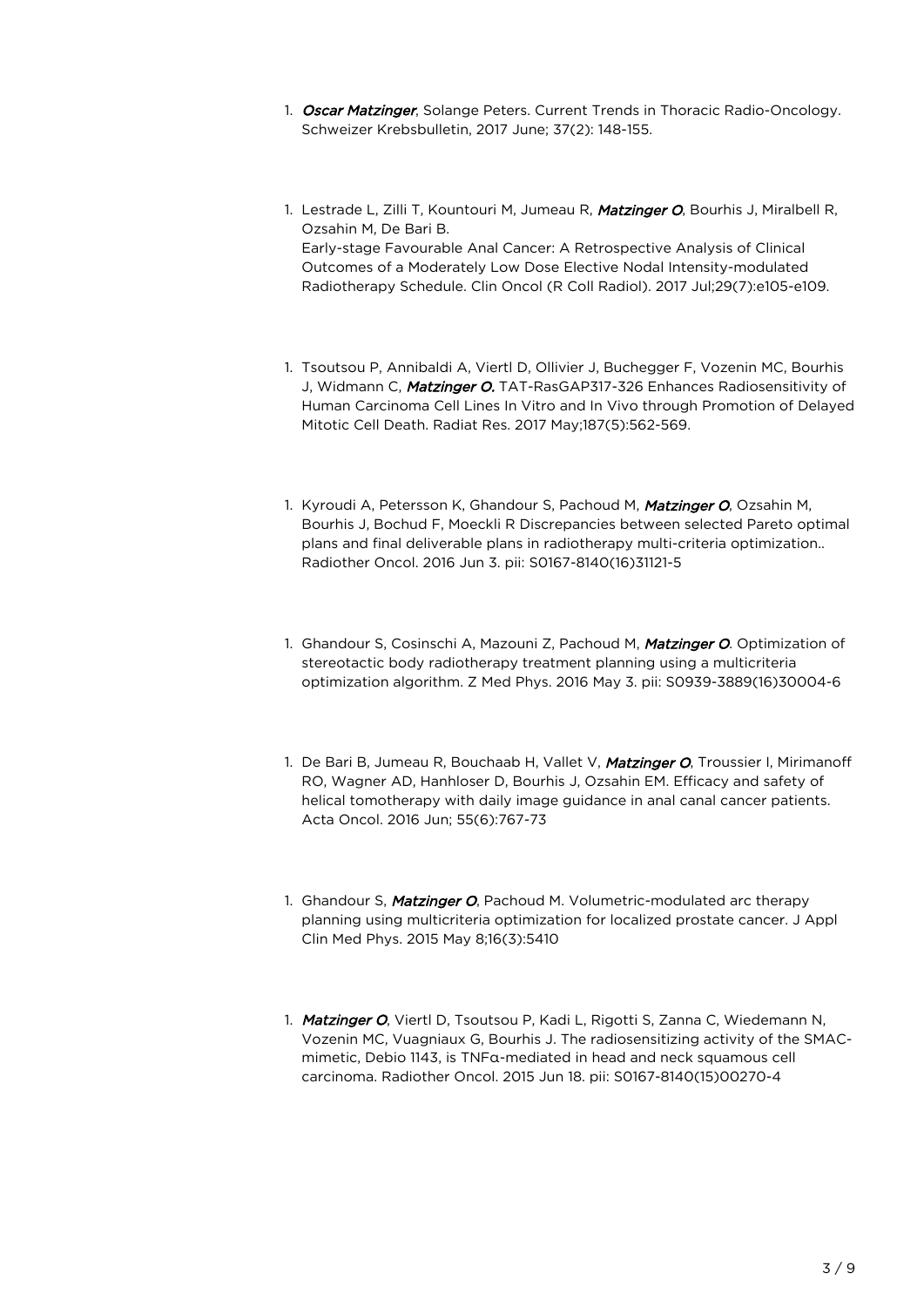1. ***Oscar Matzinger***, Solange Peters. Current Trends in Thoracic Radio-Oncology. Schweizer Krebsbulletin, 2017 June; 37(2): 148-155.

1. Lestrade L, Zilli T, Kountouri M, Jumeau R, ***Matzinger O***, Bourhis J, Miralbell R, Ozsahin M, De Bari B.
   Early-stage Favourable Anal Cancer: A Retrospective Analysis of Clinical Outcomes of a Moderately Low Dose Elective Nodal Intensity-modulated Radiotherapy Schedule. Clin Oncol (R Coll Radiol). 2017 Jul;29(7):e105-e109.

1. Tsoutsou P, Annibaldi A, Viertl D, Ollivier J, Buchegger F, Vozenin MC, Bourhis J, Widmann C, ***Matzinger O.*** TAT-RasGAP317-326 Enhances Radiosensitivity of Human Carcinoma Cell Lines In Vitro and In Vivo through Promotion of Delayed Mitotic Cell Death. Radiat Res. 2017 May;187(5):562-569.

1. Kyroudi A, Petersson K, Ghandour S, Pachoud M, ***Matzinger O***, Ozsahin M, Bourhis J, Bochud F, Moeckli R Discrepancies between selected Pareto optimal plans and final deliverable plans in radiotherapy multi-criteria optimization.. Radiother Oncol. 2016 Jun 3. pii: S0167-8140(16)31121-5

1. Ghandour S, Cosinschi A, Mazouni Z, Pachoud M, ***Matzinger O***. Optimization of stereotactic body radiotherapy treatment planning using a multicriteria optimization algorithm. Z Med Phys. 2016 May 3. pii: S0939-3889(16)30004-6

1. De Bari B, Jumeau R, Bouchaab H, Vallet V, ***Matzinger O***, Troussier I, Mirimanoff RO, Wagner AD, Hanhloser D, Bourhis J, Ozsahin EM. Efficacy and safety of helical tomotherapy with daily image guidance in anal canal cancer patients. Acta Oncol. 2016 Jun; 55(6):767-73

1. Ghandour S, ***Matzinger O***, Pachoud M. Volumetric-modulated arc therapy planning using multicriteria optimization for localized prostate cancer. J Appl Clin Med Phys. 2015 May 8;16(3):5410

1. ***Matzinger O***, Viertl D, Tsoutsou P, Kadi L, Rigotti S, Zanna C, Wiedemann N, Vozenin MC, Vuagniaux G, Bourhis J. The radiosensitizing activity of the SMAC-mimetic, Debio 1143, is TNFα-mediated in head and neck squamous cell carcinoma. Radiother Oncol. 2015 Jun 18. pii: S0167-8140(15)00270-4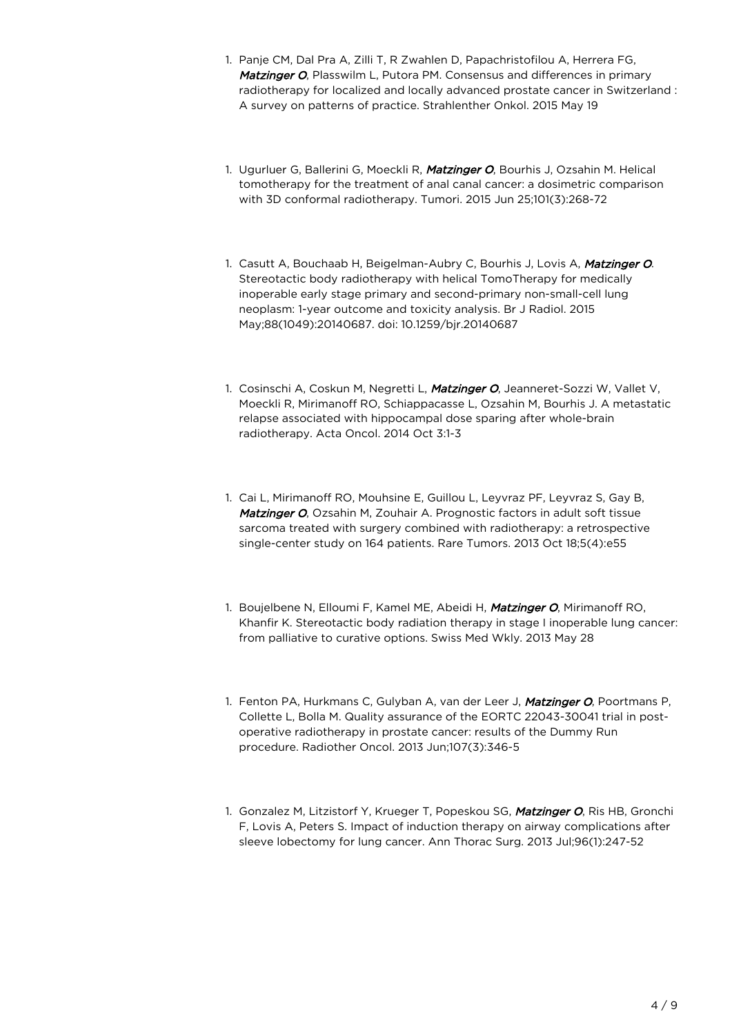1. Panje CM, Dal Pra A, Zilli T, R Zwahlen D, Papachristofilou A, Herrera FG, ***Matzinger O***, Plasswilm L, Putora PM. Consensus and differences in primary radiotherapy for localized and locally advanced prostate cancer in Switzerland : A survey on patterns of practice. Strahlenther Onkol. 2015 May 19

1. Ugurluer G, Ballerini G, Moeckli R, ***Matzinger O***, Bourhis J, Ozsahin M. Helical tomotherapy for the treatment of anal canal cancer: a dosimetric comparison with 3D conformal radiotherapy. Tumori. 2015 Jun 25;101(3):268-72

1. Casutt A, Bouchaab H, Beigelman-Aubry C, Bourhis J, Lovis A, ***Matzinger O***. Stereotactic body radiotherapy with helical TomoTherapy for medically inoperable early stage primary and second-primary non-small-cell lung neoplasm: 1-year outcome and toxicity analysis. Br J Radiol. 2015 May;88(1049):20140687. doi: 10.1259/bjr.20140687

1. Cosinschi A, Coskun M, Negretti L, ***Matzinger O***, Jeanneret-Sozzi W, Vallet V, Moeckli R, Mirimanoff RO, Schiappacasse L, Ozsahin M, Bourhis J. A metastatic relapse associated with hippocampal dose sparing after whole-brain radiotherapy. Acta Oncol. 2014 Oct 3:1-3

1. Cai L, Mirimanoff RO, Mouhsine E, Guillou L, Leyvraz PF, Leyvraz S, Gay B, ***Matzinger O***, Ozsahin M, Zouhair A. Prognostic factors in adult soft tissue sarcoma treated with surgery combined with radiotherapy: a retrospective single-center study on 164 patients. Rare Tumors. 2013 Oct 18;5(4):e55

1. Boujelbene N, Elloumi F, Kamel ME, Abeidi H, ***Matzinger O***, Mirimanoff RO, Khanfir K. Stereotactic body radiation therapy in stage I inoperable lung cancer: from palliative to curative options. Swiss Med Wkly. 2013 May 28

1. Fenton PA, Hurkmans C, Gulyban A, van der Leer J, ***Matzinger O***, Poortmans P, Collette L, Bolla M. Quality assurance of the EORTC 22043-30041 trial in post-operative radiotherapy in prostate cancer: results of the Dummy Run procedure. Radiother Oncol. 2013 Jun;107(3):346-5

1. Gonzalez M, Litzistorf Y, Krueger T, Popeskou SG, ***Matzinger O***, Ris HB, Gronchi F, Lovis A, Peters S. Impact of induction therapy on airway complications after sleeve lobectomy for lung cancer. Ann Thorac Surg. 2013 Jul;96(1):247-52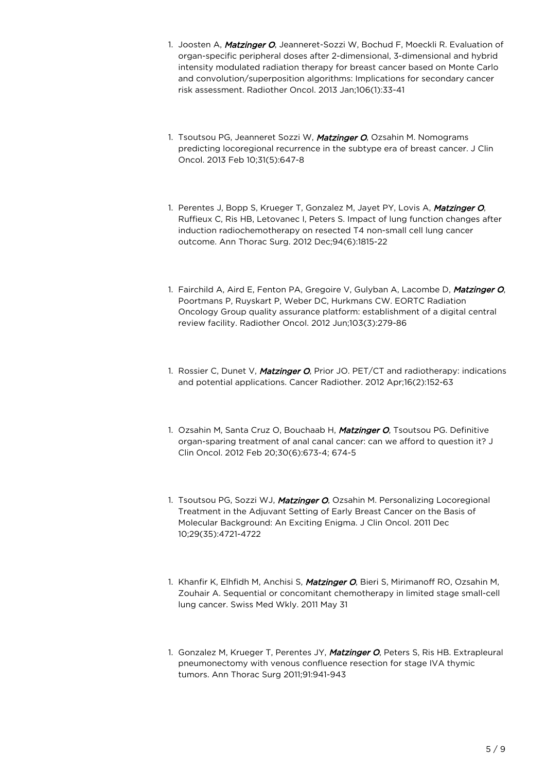1. Joosten A, ***Matzinger O***, Jeanneret-Sozzi W, Bochud F, Moeckli R. Evaluation of organ-specific peripheral doses after 2-dimensional, 3-dimensional and hybrid intensity modulated radiation therapy for breast cancer based on Monte Carlo and convolution/superposition algorithms: Implications for secondary cancer risk assessment. Radiother Oncol. 2013 Jan;106(1):33-41

1. Tsoutsou PG, Jeanneret Sozzi W, ***Matzinger O***, Ozsahin M. Nomograms predicting locoregional recurrence in the subtype era of breast cancer. J Clin Oncol. 2013 Feb 10;31(5):647-8

1. Perentes J, Bopp S, Krueger T, Gonzalez M, Jayet PY, Lovis A, ***Matzinger O***, Ruffieux C, Ris HB, Letovanec I, Peters S. Impact of lung function changes after induction radiochemotherapy on resected T4 non-small cell lung cancer outcome. Ann Thorac Surg. 2012 Dec;94(6):1815-22

1. Fairchild A, Aird E, Fenton PA, Gregoire V, Gulyban A, Lacombe D, ***Matzinger O***, Poortmans P, Ruyskart P, Weber DC, Hurkmans CW. EORTC Radiation Oncology Group quality assurance platform: establishment of a digital central review facility. Radiother Oncol. 2012 Jun;103(3):279-86

1. Rossier C, Dunet V, ***Matzinger O***, Prior JO. PET/CT and radiotherapy: indications and potential applications. Cancer Radiother. 2012 Apr;16(2):152-63

1. Ozsahin M, Santa Cruz O, Bouchaab H, ***Matzinger O***, Tsoutsou PG. Definitive organ-sparing treatment of anal canal cancer: can we afford to question it? J Clin Oncol. 2012 Feb 20;30(6):673-4; 674-5

1. Tsoutsou PG, Sozzi WJ, ***Matzinger O***, Ozsahin M. Personalizing Locoregional Treatment in the Adjuvant Setting of Early Breast Cancer on the Basis of Molecular Background: An Exciting Enigma. J Clin Oncol. 2011 Dec 10;29(35):4721-4722

1. Khanfir K, Elhfidh M, Anchisi S, ***Matzinger O***, Bieri S, Mirimanoff RO, Ozsahin M, Zouhair A. Sequential or concomitant chemotherapy in limited stage small-cell lung cancer. Swiss Med Wkly. 2011 May 31

1. Gonzalez M, Krueger T, Perentes JY, ***Matzinger O***, Peters S, Ris HB. Extrapleural pneumonectomy with venous confluence resection for stage IVA thymic tumors. Ann Thorac Surg 2011;91:941-943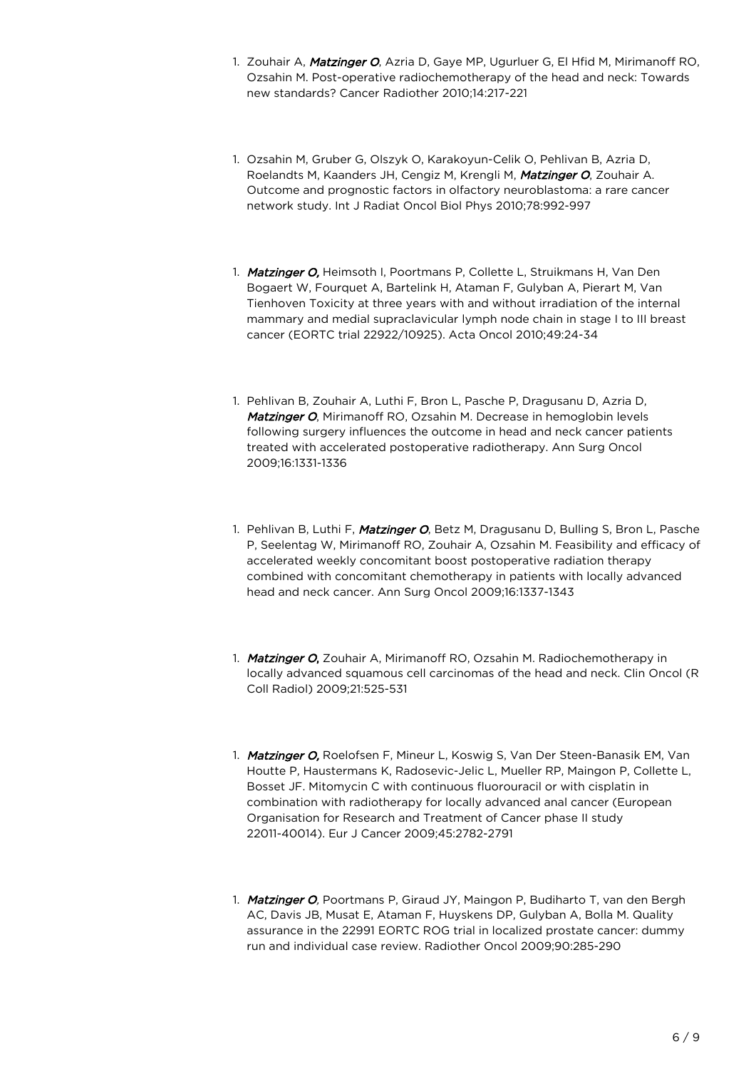1. Zouhair A, ***Matzinger O***, Azria D, Gaye MP, Ugurluer G, El Hfid M, Mirimanoff RO, Ozsahin M. Post-operative radiochemotherapy of the head and neck: Towards new standards? Cancer Radiother 2010;14:217-221

1. Ozsahin M, Gruber G, Olszyk O, Karakoyun-Celik O, Pehlivan B, Azria D, Roelandts M, Kaanders JH, Cengiz M, Krengli M, ***Matzinger O***, Zouhair A. Outcome and prognostic factors in olfactory neuroblastoma: a rare cancer network study. Int J Radiat Oncol Biol Phys 2010;78:992-997

1. ***Matzinger O,*** Heimsoth I, Poortmans P, Collette L, Struikmans H, Van Den Bogaert W, Fourquet A, Bartelink H, Ataman F, Gulyban A, Pierart M, Van Tienhoven Toxicity at three years with and without irradiation of the internal mammary and medial supraclavicular lymph node chain in stage I to III breast cancer (EORTC trial 22922/10925). Acta Oncol 2010;49:24-34

1. Pehlivan B, Zouhair A, Luthi F, Bron L, Pasche P, Dragusanu D, Azria D, ***Matzinger O***, Mirimanoff RO, Ozsahin M. Decrease in hemoglobin levels following surgery influences the outcome in head and neck cancer patients treated with accelerated postoperative radiotherapy. Ann Surg Oncol 2009;16:1331-1336

1. Pehlivan B, Luthi F, ***Matzinger O***, Betz M, Dragusanu D, Bulling S, Bron L, Pasche P, Seelentag W, Mirimanoff RO, Zouhair A, Ozsahin M. Feasibility and efficacy of accelerated weekly concomitant boost postoperative radiation therapy combined with concomitant chemotherapy in patients with locally advanced head and neck cancer. Ann Surg Oncol 2009;16:1337-1343

1. ***Matzinger O,*** Zouhair A, Mirimanoff RO, Ozsahin M. Radiochemotherapy in locally advanced squamous cell carcinomas of the head and neck. Clin Oncol (R Coll Radiol) 2009;21:525-531

1. ***Matzinger O,*** Roelofsen F, Mineur L, Koswig S, Van Der Steen-Banasik EM, Van Houtte P, Haustermans K, Radosevic-Jelic L, Mueller RP, Maingon P, Collette L, Bosset JF. Mitomycin C with continuous fluorouracil or with cisplatin in combination with radiotherapy for locally advanced anal cancer (European Organisation for Research and Treatment of Cancer phase II study 22011-40014). Eur J Cancer 2009;45:2782-2791

1. ***Matzinger O***, Poortmans P, Giraud JY, Maingon P, Budiharto T, van den Bergh AC, Davis JB, Musat E, Ataman F, Huyskens DP, Gulyban A, Bolla M. Quality assurance in the 22991 EORTC ROG trial in localized prostate cancer: dummy run and individual case review. Radiother Oncol 2009;90:285-290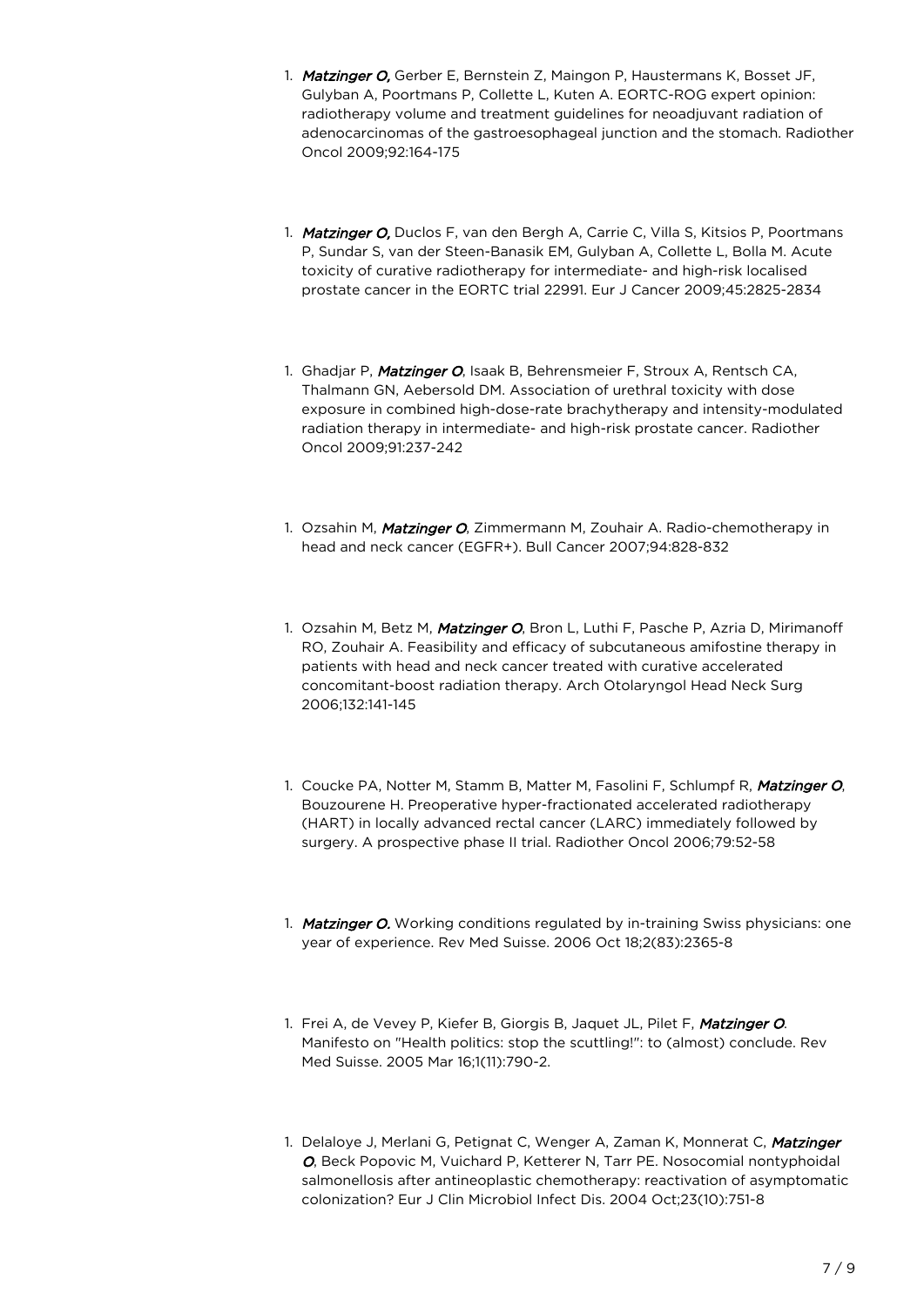1. ***Matzinger O,*** Gerber E, Bernstein Z, Maingon P, Haustermans K, Bosset JF, Gulyban A, Poortmans P, Collette L, Kuten A. EORTC-ROG expert opinion: radiotherapy volume and treatment guidelines for neoadjuvant radiation of adenocarcinomas of the gastroesophageal junction and the stomach. Radiother Oncol 2009;92:164-175

1. ***Matzinger O,*** Duclos F, van den Bergh A, Carrie C, Villa S, Kitsios P, Poortmans P, Sundar S, van der Steen-Banasik EM, Gulyban A, Collette L, Bolla M. Acute toxicity of curative radiotherapy for intermediate- and high-risk localised prostate cancer in the EORTC trial 22991. Eur J Cancer 2009;45:2825-2834

1. Ghadjar P, ***Matzinger O***, Isaak B, Behrensmeier F, Stroux A, Rentsch CA, Thalmann GN, Aebersold DM. Association of urethral toxicity with dose exposure in combined high-dose-rate brachytherapy and intensity-modulated radiation therapy in intermediate- and high-risk prostate cancer. Radiother Oncol 2009;91:237-242

1. Ozsahin M, ***Matzinger O***, Zimmermann M, Zouhair A. Radio-chemotherapy in head and neck cancer (EGFR+). Bull Cancer 2007;94:828-832

1. Ozsahin M, Betz M, ***Matzinger O***, Bron L, Luthi F, Pasche P, Azria D, Mirimanoff RO, Zouhair A. Feasibility and efficacy of subcutaneous amifostine therapy in patients with head and neck cancer treated with curative accelerated concomitant-boost radiation therapy. Arch Otolaryngol Head Neck Surg 2006;132:141-145

1. Coucke PA, Notter M, Stamm B, Matter M, Fasolini F, Schlumpf R, ***Matzinger O***, Bouzourene H. Preoperative hyper-fractionated accelerated radiotherapy (HART) in locally advanced rectal cancer (LARC) immediately followed by surgery. A prospective phase II trial. Radiother Oncol 2006;79:52-58

1. ***Matzinger O.*** Working conditions regulated by in-training Swiss physicians: one year of experience. Rev Med Suisse. 2006 Oct 18;2(83):2365-8

1. Frei A, de Vevey P, Kiefer B, Giorgis B, Jaquet JL, Pilet F, ***Matzinger O***. Manifesto on "Health politics: stop the scuttling!": to (almost) conclude. Rev Med Suisse. 2005 Mar 16;1(11):790-2.

1. Delaloye J, Merlani G, Petignat C, Wenger A, Zaman K, Monnerat C, ***Matzinger O***, Beck Popovic M, Vuichard P, Ketterer N, Tarr PE. Nosocomial nontyphoidal salmonellosis after antineoplastic chemotherapy: reactivation of asymptomatic colonization? Eur J Clin Microbiol Infect Dis. 2004 Oct;23(10):751-8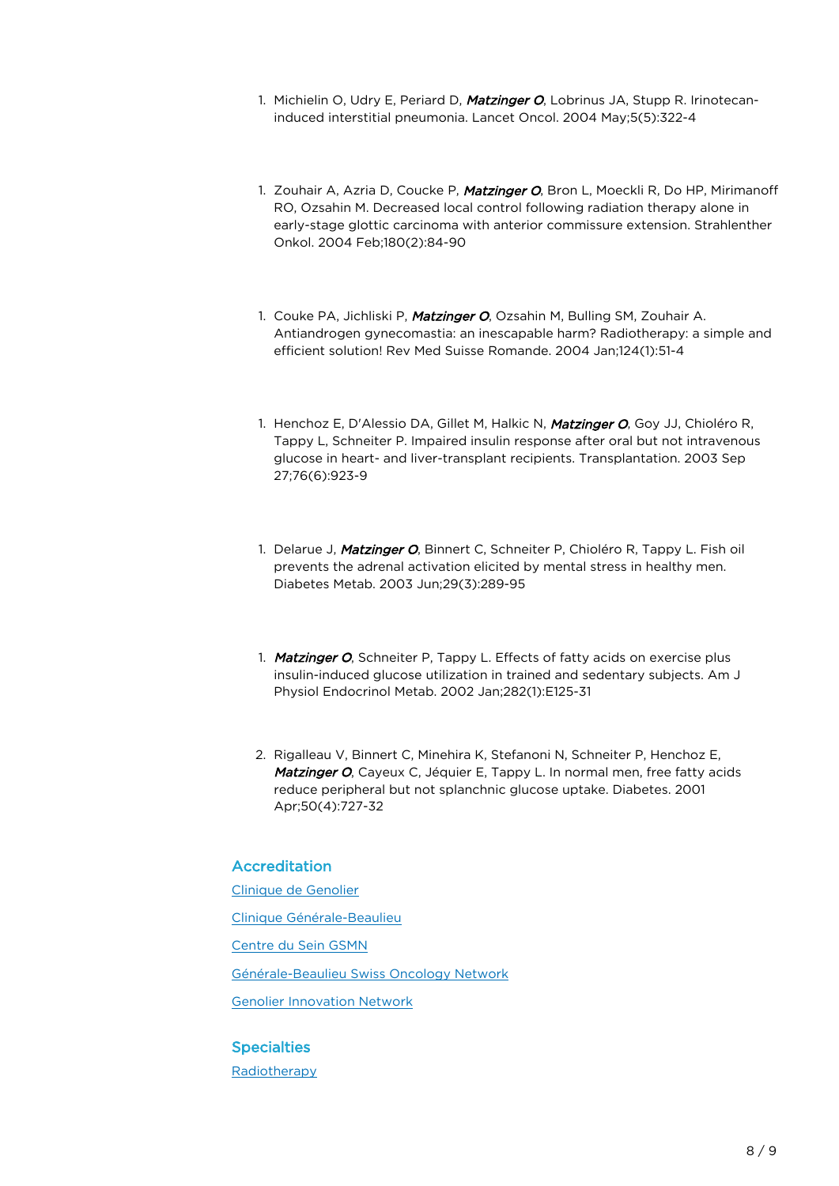1. Michielin O, Udry E, Periard D, ***Matzinger O***, Lobrinus JA, Stupp R. Irinotecan-induced interstitial pneumonia. Lancet Oncol. 2004 May;5(5):322-4

1. Zouhair A, Azria D, Coucke P, ***Matzinger O***, Bron L, Moeckli R, Do HP, Mirimanoff RO, Ozsahin M. Decreased local control following radiation therapy alone in early-stage glottic carcinoma with anterior commissure extension. Strahlenther Onkol. 2004 Feb;180(2):84-90

1. Couke PA, Jichliski P, ***Matzinger O***, Ozsahin M, Bulling SM, Zouhair A. Antiandrogen gynecomastia: an inescapable harm? Radiotherapy: a simple and efficient solution! Rev Med Suisse Romande. 2004 Jan;124(1):51-4

1. Henchoz E, D'Alessio DA, Gillet M, Halkic N, ***Matzinger O***, Goy JJ, Chioléro R, Tappy L, Schneiter P. Impaired insulin response after oral but not intravenous glucose in heart- and liver-transplant recipients. Transplantation. 2003 Sep 27;76(6):923-9

1. Delarue J, ***Matzinger O***, Binnert C, Schneiter P, Chioléro R, Tappy L. Fish oil prevents the adrenal activation elicited by mental stress in healthy men. Diabetes Metab. 2003 Jun;29(3):289-95

1. ***Matzinger O***, Schneiter P, Tappy L. Effects of fatty acids on exercise plus insulin-induced glucose utilization in trained and sedentary subjects. Am J Physiol Endocrinol Metab. 2002 Jan;282(1):E125-31

2. Rigalleau V, Binnert C, Minehira K, Stefanoni N, Schneiter P, Henchoz E, ***Matzinger O***, Cayeux C, Jéquier E, Tappy L. In normal men, free fatty acids reduce peripheral but not splanchnic glucose uptake. Diabetes. 2001 Apr;50(4):727-32

## Accreditation

Clinique de Genolier

Clinique Générale-Beaulieu

Centre du Sein GSMN

Générale-Beaulieu Swiss Oncology Network

Genolier Innovation Network

## Specialties

Radiotherapy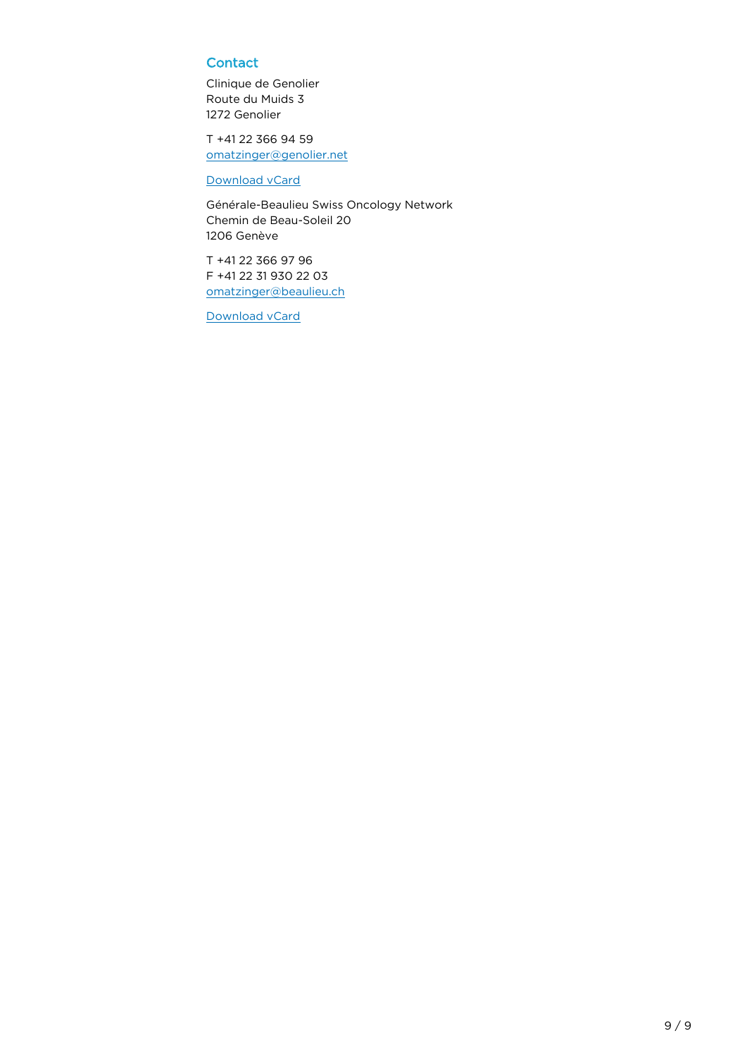## Contact

Clinique de Genolier
Route du Muids 3
1272 Genolier

T +41 22 366 94 59
omatzinger@genolier.net

Download vCard

Générale-Beaulieu Swiss Oncology Network
Chemin de Beau-Soleil 20
1206 Genève

T +41 22 366 97 96
F +41 22 31 930 22 03
omatzinger@beaulieu.ch

Download vCard